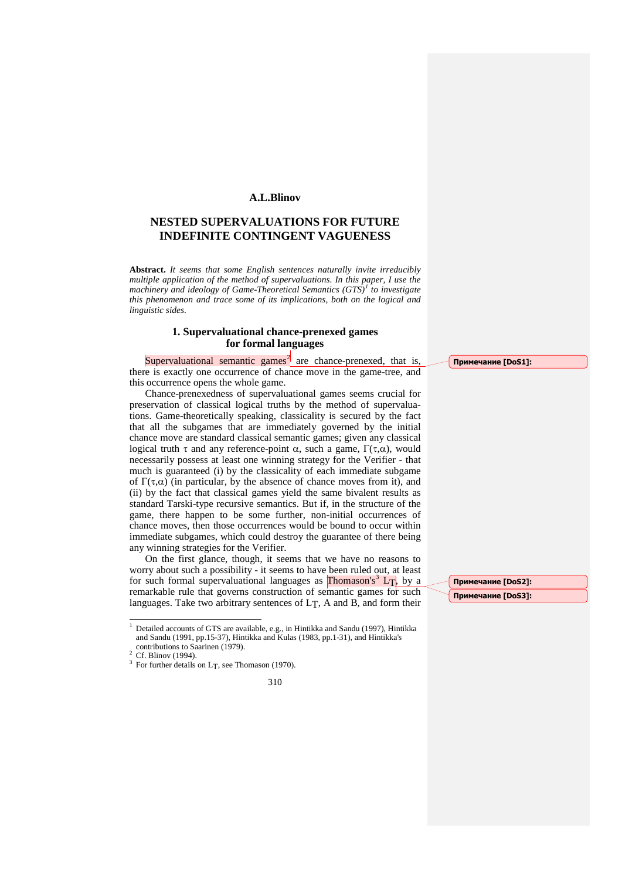**A.L.Blinov**

# NESTED SUPERVALUATIONS FOR FUTURE INDEFINITE CONTINGENT VAGUENESS

**Abstract.** *It seems that some English sentences naturally invite irreducibly multiple application of the method of supervaluations. In this paper, I use the machinery and ideology of Game-Theoretical Semantics (GTS)*[1] *to investigate this phenomenon and trace some of its implications, both on the logical and linguistic sides.*

## 1. Supervaluational chance-prenexed games for formal languages

Supervaluational semantic games[2] are chance-prenexed, that is, there is exactly one occurrence of chance move in the game-tree, and this occurrence opens the whole game.

Chance-prenexedness of supervaluational games seems crucial for preservation of classical logical truths by the method of supervaluations. Game-theoretically speaking, classicality is secured by the fact that all the subgames that are immediately governed by the initial chance move are standard classical semantic games; given any classical logical truth $\tau$ and any reference-point $\alpha$, such a game, $\Gamma(\tau,\alpha)$, would necessarily possess at least one winning strategy for the Verifier - that much is guaranteed (i) by the classicality of each immediate subgame of $\Gamma(\tau,\alpha)$ (in particular, by the absence of chance moves from it), and (ii) by the fact that classical games yield the same bivalent results as standard Tarski-type recursive semantics. But if, in the structure of the game, there happen to be some further, non-initial occurrences of chance moves, then those occurrences would be bound to occur within immediate subgames, which could destroy the guarantee of there being any winning strategies for the Verifier.

On the first glance, though, it seems that we have no reasons to worry about such a possibility - it seems to have been ruled out, at least for such formal supervaluational languages as Thomason's[3] $L_T$, by a remarkable rule that governs construction of semantic games for such languages. Take two arbitrary sentences of $L_T$, A and B, and form their

Примечание [DoS1]:

Примечание [DoS2]:

Примечание [DoS3]:

---

[1] Detailed accounts of GTS are available, e.g., in Hintikka and Sandu (1997), Hintikka and Sandu (1991, pp.15-37), Hintikka and Kulas (1983, pp.1-31), and Hintikka's contributions to Saarinen (1979).

[2] Cf. Blinov (1994).

[3] For further details on $L_T$, see Thomason (1970).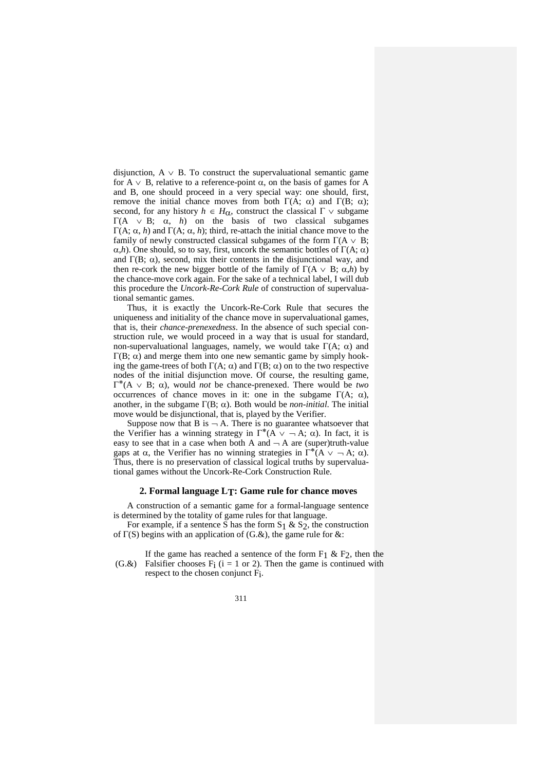disjunction, $A \vee B$. To construct the supervaluational semantic game for $A \vee B$, relative to a reference-point $\alpha$, on the basis of games for A and B, one should proceed in a very special way: one should, first, remove the initial chance moves from both $\Gamma(A; \alpha)$ and $\Gamma(B; \alpha)$; second, for any history $h \in H_{\alpha}$, construct the classical $\Gamma \vee$ subgame $\Gamma(A \vee B; \alpha, h)$ on the basis of two classical subgames $\Gamma(A; \alpha, h)$ and $\Gamma(A; \alpha, h)$; third, re-attach the initial chance move to the family of newly constructed classical subgames of the form $\Gamma(A \vee B; \alpha, h)$. One should, so to say, first, uncork the semantic bottles of $\Gamma(A; \alpha)$ and $\Gamma(B; \alpha)$, second, mix their contents in the disjunctional way, and then re-cork the new bigger bottle of the family of $\Gamma(A \vee B; \alpha, h)$ by the chance-move cork again. For the sake of a technical label, I will dub this procedure the *Uncork-Re-Cork Rule* of construction of supervaluational semantic games.

Thus, it is exactly the Uncork-Re-Cork Rule that secures the uniqueness and initiality of the chance move in supervaluational games, that is, their *chance-prenexedness*. In the absence of such special construction rule, we would proceed in a way that is usual for standard, non-supervaluational languages, namely, we would take $\Gamma(A; \alpha)$ and $\Gamma(B; \alpha)$ and merge them into one new semantic game by simply hooking the game-trees of both $\Gamma(A; \alpha)$ and $\Gamma(B; \alpha)$ on to the two respective nodes of the initial disjunction move. Of course, the resulting game, $\Gamma^*(A \vee B; \alpha)$, would *not* be chance-prenexed. There would be *two* occurrences of chance moves in it: one in the subgame $\Gamma(A; \alpha)$, another, in the subgame $\Gamma(B; \alpha)$. Both would be *non-initial*. The initial move would be disjunctional, that is, played by the Verifier.

Suppose now that B is $\neg A$. There is no guarantee whatsoever that the Verifier has a winning strategy in $\Gamma^*(A \vee \neg A; \alpha)$. In fact, it is easy to see that in a case when both A and $\neg A$ are (super)truth-value gaps at $\alpha$, the Verifier has no winning strategies in $\Gamma^*(A \vee \neg A; \alpha)$. Thus, there is no preservation of classical logical truths by supervaluational games without the Uncork-Re-Cork Construction Rule.

## 2. Formal language $L_T$: Game rule for chance moves

A construction of a semantic game for a formal-language sentence is determined by the totality of game rules for that language.

For example, if a sentence S has the form $S_1$ & $S_2$, the construction of $\Gamma(S)$ begins with an application of (G.&), the game rule for &:

(G.&) If the game has reached a sentence of the form $F_1$ & $F_2$, then the Falsifier chooses $F_i$ ($i = 1$ or $2$). Then the game is continued with respect to the chosen conjunct $F_i$.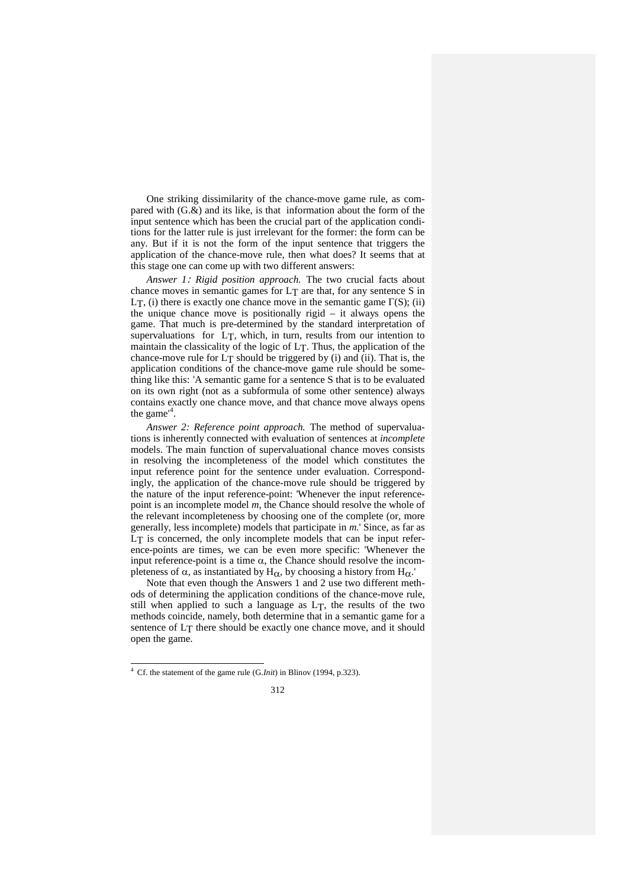One striking dissimilarity of the chance-move game rule, as compared with (G.&) and its like, is that information about the form of the input sentence which has been the crucial part of the application conditions for the latter rule is just irrelevant for the former: the form can be any. But if it is not the form of the input sentence that triggers the application of the chance-move rule, then what does? It seems that at this stage one can come up with two different answers:

*Answer 1: Rigid position approach.* The two crucial facts about chance moves in semantic games for $L_T$ are that, for any sentence S in $L_T$, (i) there is exactly one chance move in the semantic game $\Gamma(S)$; (ii) the unique chance move is positionally rigid – it always opens the game. That much is pre-determined by the standard interpretation of supervaluations for $L_T$, which, in turn, results from our intention to maintain the classicality of the logic of $L_T$. Thus, the application of the chance-move rule for $L_T$ should be triggered by (i) and (ii). That is, the application conditions of the chance-move game rule should be something like this: 'A semantic game for a sentence S that is to be evaluated on its own right (not as a subformula of some other sentence) always contains exactly one chance move, and that chance move always opens the game'[4].

*Answer 2: Reference point approach.* The method of supervaluations is inherently connected with evaluation of sentences at *incomplete* models. The main function of supervaluational chance moves consists in resolving the incompleteness of the model which constitutes the input reference point for the sentence under evaluation. Correspondingly, the application of the chance-move rule should be triggered by the nature of the input reference-point: 'Whenever the input reference-point is an incomplete model *m*, the Chance should resolve the whole of the relevant incompleteness by choosing one of the complete (or, more generally, less incomplete) models that participate in *m*.' Since, as far as $L_T$ is concerned, the only incomplete models that can be input reference-points are times, we can be even more specific: 'Whenever the input reference-point is a time $\alpha$, the Chance should resolve the incompleteness of $\alpha$, as instantiated by $H_\alpha$, by choosing a history from $H_\alpha$.'

Note that even though the Answers 1 and 2 use two different methods of determining the application conditions of the chance-move rule, still when applied to such a language as $L_T$, the results of the two methods coincide, namely, both determine that in a semantic game for a sentence of $L_T$ there should be exactly one chance move, and it should open the game.

---

[4] Cf. the statement of the game rule (G.*Init*) in Blinov (1994, p.323).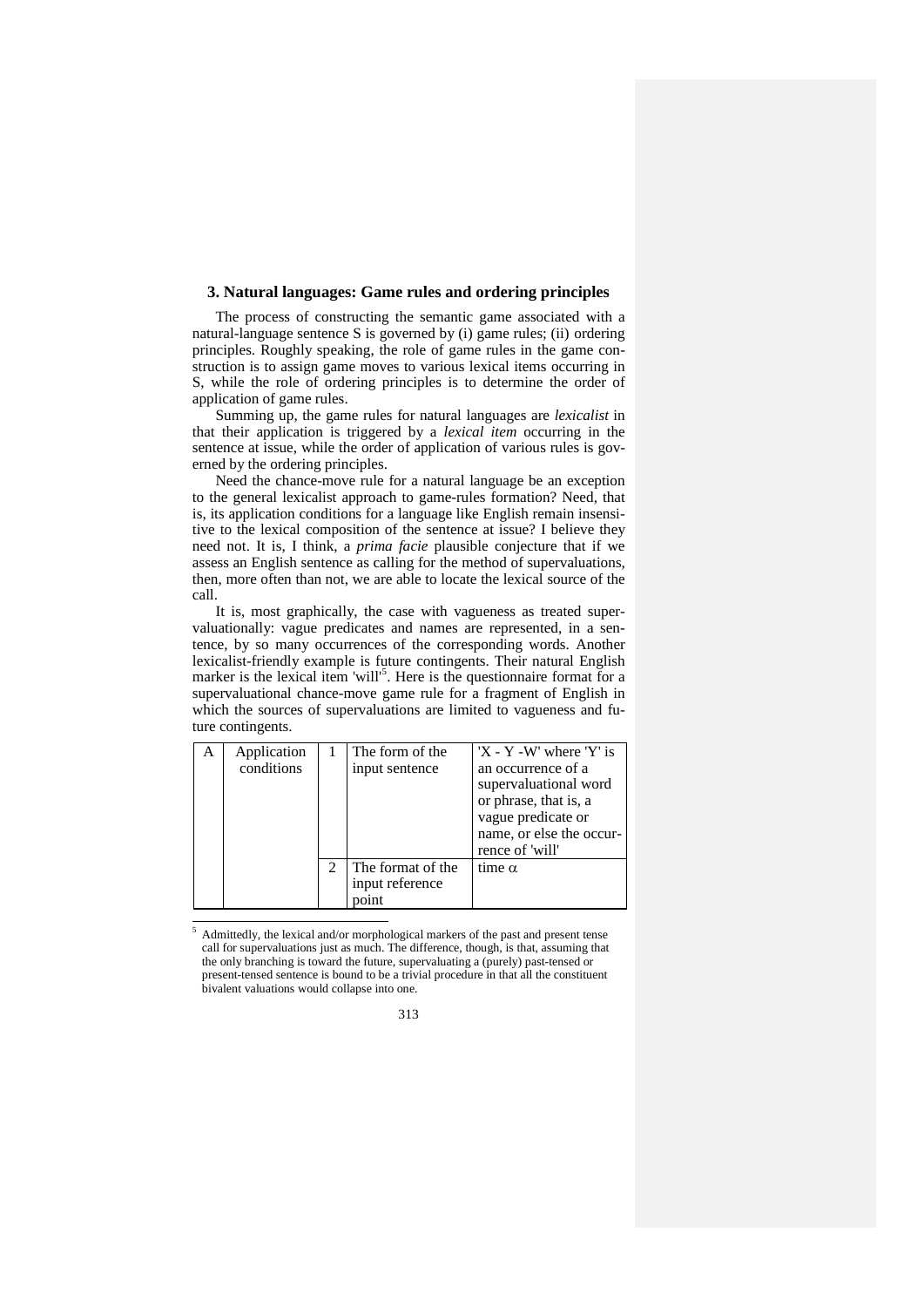### 3. Natural languages: Game rules and ordering principles

The process of constructing the semantic game associated with a natural-language sentence S is governed by (i) game rules; (ii) ordering principles. Roughly speaking, the role of game rules in the game construction is to assign game moves to various lexical items occurring in S, while the role of ordering principles is to determine the order of application of game rules.

Summing up, the game rules for natural languages are *lexicalist* in that their application is triggered by a *lexical item* occurring in the sentence at issue, while the order of application of various rules is governed by the ordering principles.

Need the chance-move rule for a natural language be an exception to the general lexicalist approach to game-rules formation? Need, that is, its application conditions for a language like English remain insensitive to the lexical composition of the sentence at issue? I believe they need not. It is, I think, a *prima facie* plausible conjecture that if we assess an English sentence as calling for the method of supervaluations, then, more often than not, we are able to locate the lexical source of the call.

It is, most graphically, the case with vagueness as treated supervaluationally: vague predicates and names are represented, in a sentence, by so many occurrences of the corresponding words. Another lexicalist-friendly example is future contingents. Their natural English marker is the lexical item 'will'[5]. Here is the questionnaire format for a supervaluational chance-move game rule for a fragment of English in which the sources of supervaluations are limited to vagueness and future contingents.

| A | Application conditions | 1 | The form of the input sentence | 'X - Y -W' where 'Y' is an occurrence of a supervaluational word or phrase, that is, a vague predicate or name, or else the occurrence of 'will' |
|---|---|---|---|---|
| | | 2 | The format of the input reference point | time $\alpha$ |

[5] Admittedly, the lexical and/or morphological markers of the past and present tense call for supervaluations just as much. The difference, though, is that, assuming that the only branching is toward the future, supervaluating a (purely) past-tensed or present-tensed sentence is bound to be a trivial procedure in that all the constituent bivalent valuations would collapse into one.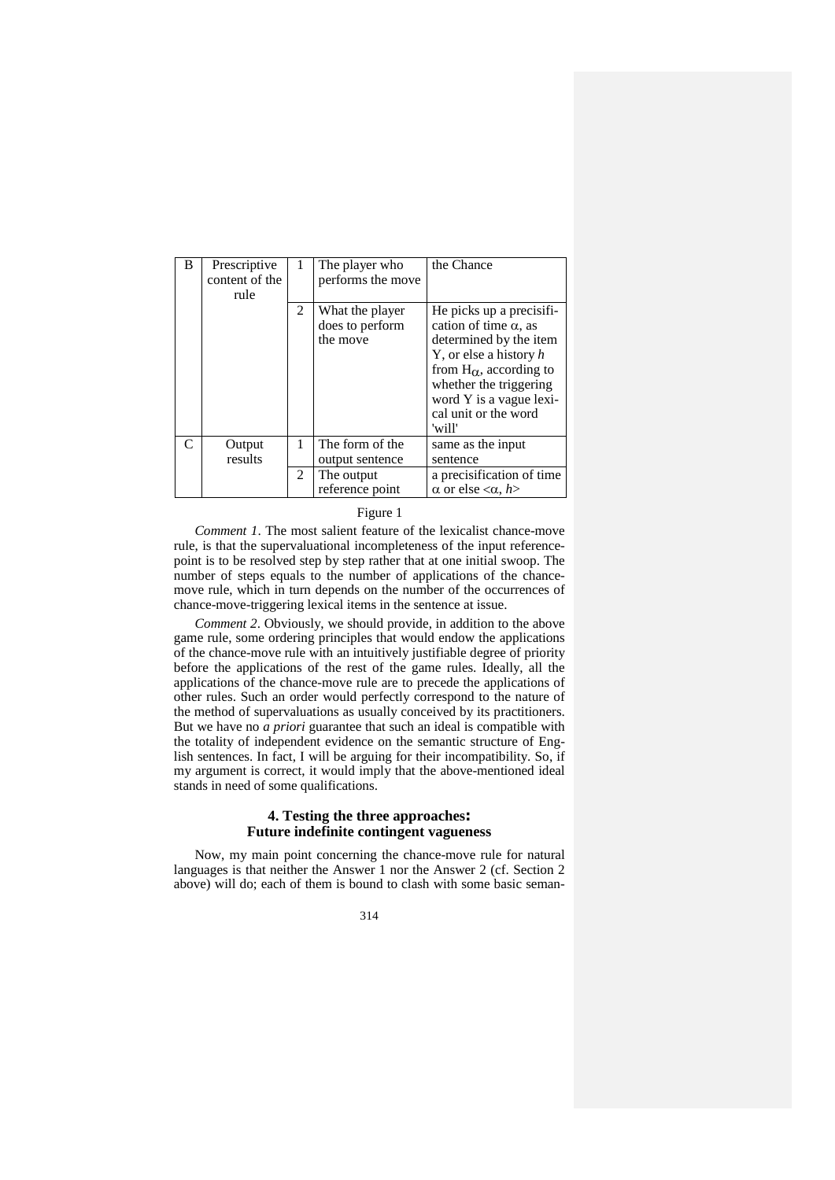| B | Prescriptive content of the rule | 1 | The player who performs the move | the Chance |
|---|---|---|---|---|
| | | 2 | What the player does to perform the move | He picks up a precisification of time $\alpha$, as determined by the item Y, or else a history $h$ from $H_{\alpha}$, according to whether the triggering word Y is a vague lexical unit or the word 'will' |
| C | Output results | 1 | The form of the output sentence | same as the input sentence |
| | | 2 | The output reference point | a precisification of time $\alpha$ or else $<\alpha, h>$ |

Figure 1

*Comment 1*. The most salient feature of the lexicalist chance-move rule, is that the supervaluational incompleteness of the input reference-point is to be resolved step by step rather that at one initial swoop. The number of steps equals to the number of applications of the chance-move rule, which in turn depends on the number of the occurrences of chance-move-triggering lexical items in the sentence at issue.

*Comment 2*. Obviously, we should provide, in addition to the above game rule, some ordering principles that would endow the applications of the chance-move rule with an intuitively justifiable degree of priority before the applications of the rest of the game rules. Ideally, all the applications of the chance-move rule are to precede the applications of other rules. Such an order would perfectly correspond to the nature of the method of supervaluations as usually conceived by its practitioners. But we have no *a priori* guarantee that such an ideal is compatible with the totality of independent evidence on the semantic structure of English sentences. In fact, I will be arguing for their incompatibility. So, if my argument is correct, it would imply that the above-mentioned ideal stands in need of some qualifications.

## 4. Testing the three approaches: Future indefinite contingent vagueness

Now, my main point concerning the chance-move rule for natural languages is that neither the Answer 1 nor the Answer 2 (cf. Section 2 above) will do; each of them is bound to clash with some basic seman-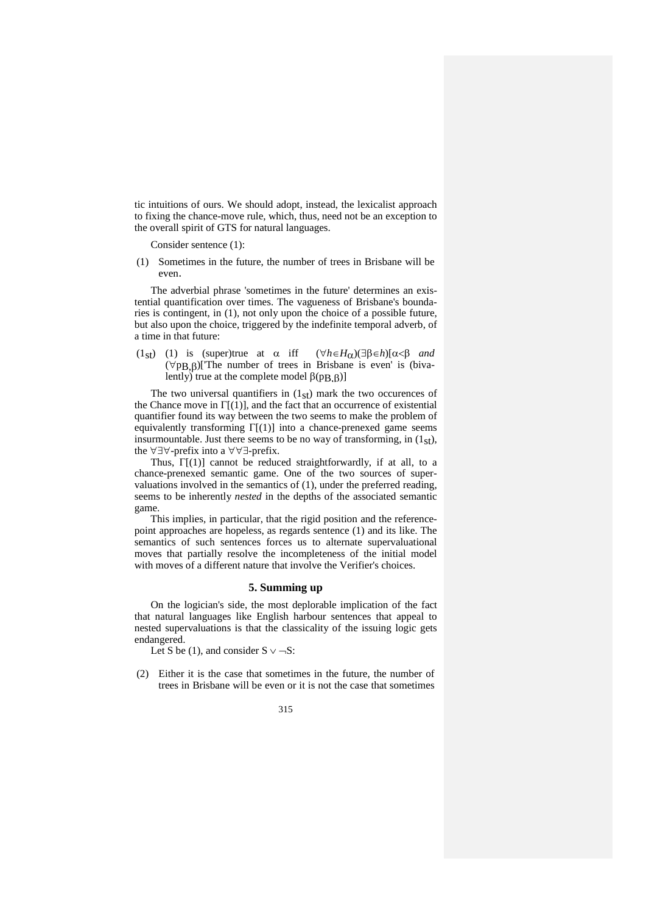tic intuitions of ours. We should adopt, instead, the lexicalist approach to fixing the chance-move rule, which, thus, need not be an exception to the overall spirit of GTS for natural languages.

Consider sentence (1):

(1) Sometimes in the future, the number of trees in Brisbane will be even.

The adverbial phrase 'sometimes in the future' determines an existential quantification over times. The vagueness of Brisbane's boundaries is contingent, in (1), not only upon the choice of a possible future, but also upon the choice, triggered by the indefinite temporal adverb, of a time in that future:

($1_{st}$) (1) is (super)true at $\alpha$ iff $(\forall h \in H_\alpha)(\exists \beta \in h)[\alpha < \beta$ *and* $(\forall p_{B,\beta})$['The number of trees in Brisbane is even' is (bivalently) true at the complete model $\beta(p_{B,\beta})$]

The two universal quantifiers in ($1_{st}$) mark the two occurences of the Chance move in $\Gamma[(1)]$, and the fact that an occurrence of existential quantifier found its way between the two seems to make the problem of equivalently transforming $\Gamma[(1)]$ into a chance-prenexed game seems insurmountable. Just there seems to be no way of transforming, in ($1_{st}$), the $\forall\exists\forall$-prefix into a $\forall\forall\exists$-prefix.

Thus, $\Gamma[(1)]$ cannot be reduced straightforwardly, if at all, to a chance-prenexed semantic game. One of the two sources of supervaluations involved in the semantics of (1), under the preferred reading, seems to be inherently *nested* in the depths of the associated semantic game.

This implies, in particular, that the rigid position and the reference-point approaches are hopeless, as regards sentence (1) and its like. The semantics of such sentences forces us to alternate supervaluational moves that partially resolve the incompleteness of the initial model with moves of a different nature that involve the Verifier's choices.

## 5. Summing up

On the logician's side, the most deplorable implication of the fact that natural languages like English harbour sentences that appeal to nested supervaluations is that the classicality of the issuing logic gets endangered.

Let S be (1), and consider $S \vee \neg S$:

(2) Either it is the case that sometimes in the future, the number of trees in Brisbane will be even or it is not the case that sometimes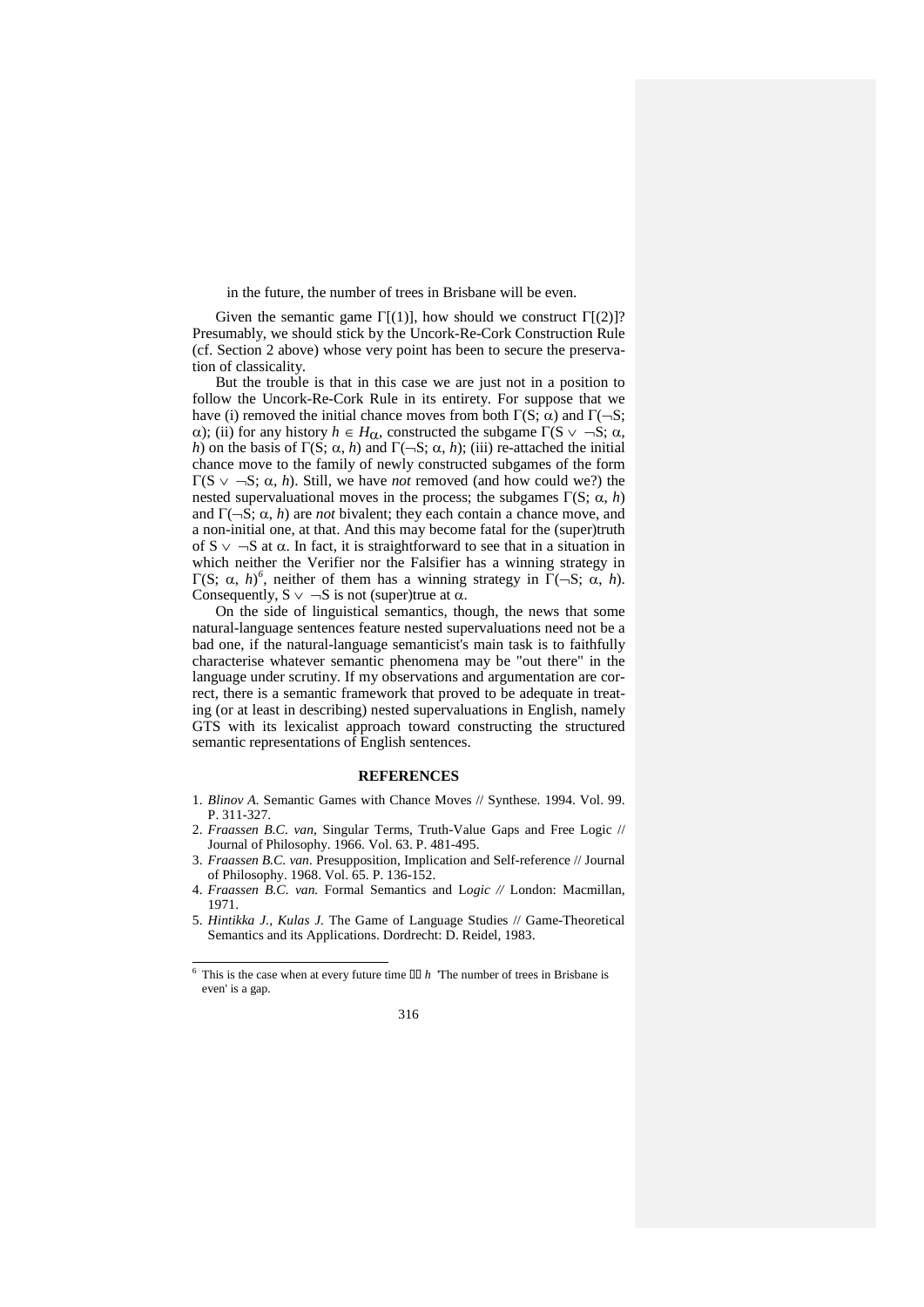in the future, the number of trees in Brisbane will be even.

Given the semantic game $\Gamma[(1)]$, how should we construct $\Gamma[(2)]$? Presumably, we should stick by the Uncork-Re-Cork Construction Rule (cf. Section 2 above) whose very point has been to secure the preservation of classicality.

But the trouble is that in this case we are just not in a position to follow the Uncork-Re-Cork Rule in its entirety. For suppose that we have (i) removed the initial chance moves from both $\Gamma(S; \alpha)$ and $\Gamma(\neg S; \alpha)$; (ii) for any history $h \in H_\alpha$, constructed the subgame $\Gamma(S \vee \neg S; \alpha, h)$ on the basis of $\Gamma(S; \alpha, h)$ and $\Gamma(\neg S; \alpha, h)$; (iii) re-attached the initial chance move to the family of newly constructed subgames of the form $\Gamma(S \vee \neg S; \alpha, h)$. Still, we have *not* removed (and how could we?) the nested supervaluational moves in the process; the subgames $\Gamma(S; \alpha, h)$ and $\Gamma(\neg S; \alpha, h)$ are *not* bivalent; they each contain a chance move, and a non-initial one, at that. And this may become fatal for the (super)truth of $S \vee \neg S$ at $\alpha$. In fact, it is straightforward to see that in a situation in which neither the Verifier nor the Falsifier has a winning strategy in $\Gamma(S; \alpha, h)$[6], neither of them has a winning strategy in $\Gamma(\neg S; \alpha, h)$. Consequently, $S \vee \neg S$ is not (super)true at $\alpha$.

On the side of linguistical semantics, though, the news that some natural-language sentences feature nested supervaluations need not be a bad one, if the natural-language semanticist's main task is to faithfully characterise whatever semantic phenomena may be "out there" in the language under scrutiny. If my observations and argumentation are correct, there is a semantic framework that proved to be adequate in treating (or at least in describing) nested supervaluations in English, namely GTS with its lexicalist approach toward constructing the structured semantic representations of English sentences.

## REFERENCES

1. *Blinov A.* Semantic Games with Chance Moves // Synthese. 1994. Vol. 99. P. 311-327.
2. *Fraassen B.C. van*, Singular Terms, Truth-Value Gaps and Free Logic // Journal of Philosophy. 1966. Vol. 63. P. 481-495.
3. *Fraassen B.C. van*. Presupposition, Implication and Self-reference // Journal of Philosophy. 1968. Vol. 65. P. 136-152.
4. *Fraassen B.C. van.* Formal Semantics and L*ogic //* London: Macmillan, 1971.
5. *Hintikka J., Kulas J.* The Game of Language Studies // Game-Theoretical Semantics and its Applications. Dordrecht: D. Reidel, 1983.

[6] This is the case when at every future time $\in$ $h$ 'The number of trees in Brisbane is even' is a gap.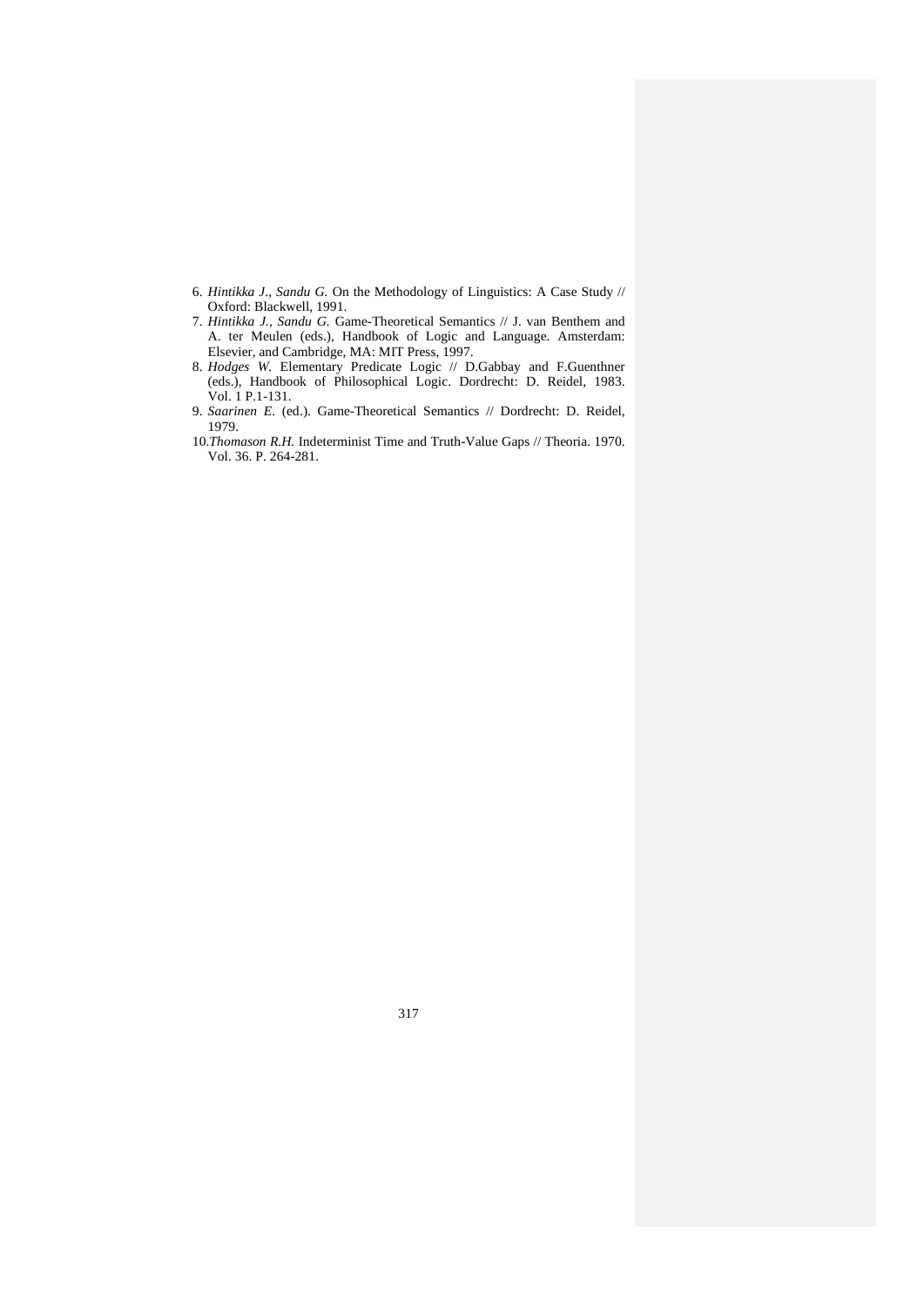6. *Hintikka J., Sandu G.* On the Methodology of Linguistics: A Case Study // Oxford: Blackwell, 1991.
7. *Hintikka J., Sandu G.* Game-Theoretical Semantics // J. van Benthem and A. ter Meulen (eds.), Handbook of Logic and Language. Amsterdam: Elsevier, and Cambridge, MA: MIT Press, 1997.
8. *Hodges W.* Elementary Predicate Logic // D.Gabbay and F.Guenthner (eds.), Handbook of Philosophical Logic. Dordrecht: D. Reidel, 1983. Vol. 1 P.1-131.
9. *Saarinen E.* (ed.). Game-Theoretical Semantics // Dordrecht: D. Reidel, 1979.
10. *Thomason R.H.* Indeterminist Time and Truth-Value Gaps // Theoria. 1970. Vol. 36. P. 264-281.